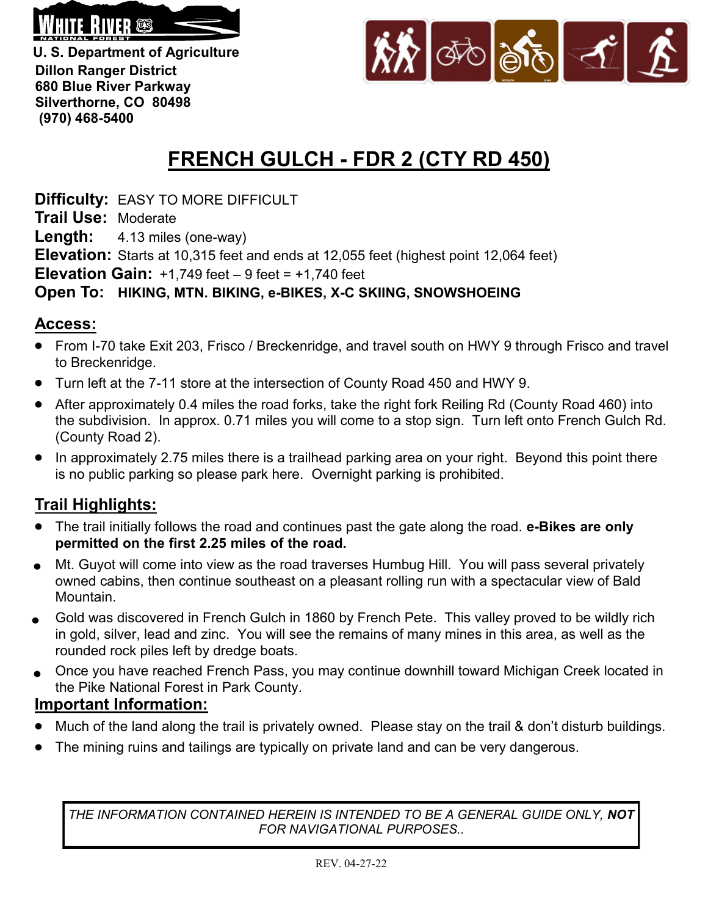WHITE RIVER NATIONAL FOREST

U. S. Department of Agriculture
Dillon Ranger District
680 Blue River Parkway
Silverthorne, CO 80498
(970) 468-5400

# FRENCH GULCH - FDR 2 (CTY RD 450)

**Difficulty:** EASY TO MORE DIFFICULT
**Trail Use:** Moderate
**Length:** 4.13 miles (one-way)
**Elevation:** Starts at 10,315 feet and ends at 12,055 feet (highest point 12,064 feet)
**Elevation Gain:** +1,749 feet – 9 feet = +1,740 feet
**Open To:** **HIKING, MTN. BIKING, e-BIKES, X-C SKIING, SNOWSHOEING**

## Access:

- From I-70 take Exit 203, Frisco / Breckenridge, and travel south on HWY 9 through Frisco and travel to Breckenridge.
- Turn left at the 7-11 store at the intersection of County Road 450 and HWY 9.
- After approximately 0.4 miles the road forks, take the right fork Reiling Rd (County Road 460) into the subdivision. In approx. 0.71 miles you will come to a stop sign. Turn left onto French Gulch Rd. (County Road 2).
- In approximately 2.75 miles there is a trailhead parking area on your right. Beyond this point there is no public parking so please park here. Overnight parking is prohibited.

## Trail Highlights:

- The trail initially follows the road and continues past the gate along the road. **e-Bikes are only permitted on the first 2.25 miles of the road.**
- Mt. Guyot will come into view as the road traverses Humbug Hill. You will pass several privately owned cabins, then continue southeast on a pleasant rolling run with a spectacular view of Bald Mountain.
- Gold was discovered in French Gulch in 1860 by French Pete. This valley proved to be wildly rich in gold, silver, lead and zinc. You will see the remains of many mines in this area, as well as the rounded rock piles left by dredge boats.
- Once you have reached French Pass, you may continue downhill toward Michigan Creek located in the Pike National Forest in Park County.

## Important Information:

- Much of the land along the trail is privately owned. Please stay on the trail & don't disturb buildings.
- The mining ruins and tailings are typically on private land and can be very dangerous.

*THE INFORMATION CONTAINED HEREIN IS INTENDED TO BE A GENERAL GUIDE ONLY, **NOT** FOR NAVIGATIONAL PURPOSES..*

REV. 04-27-22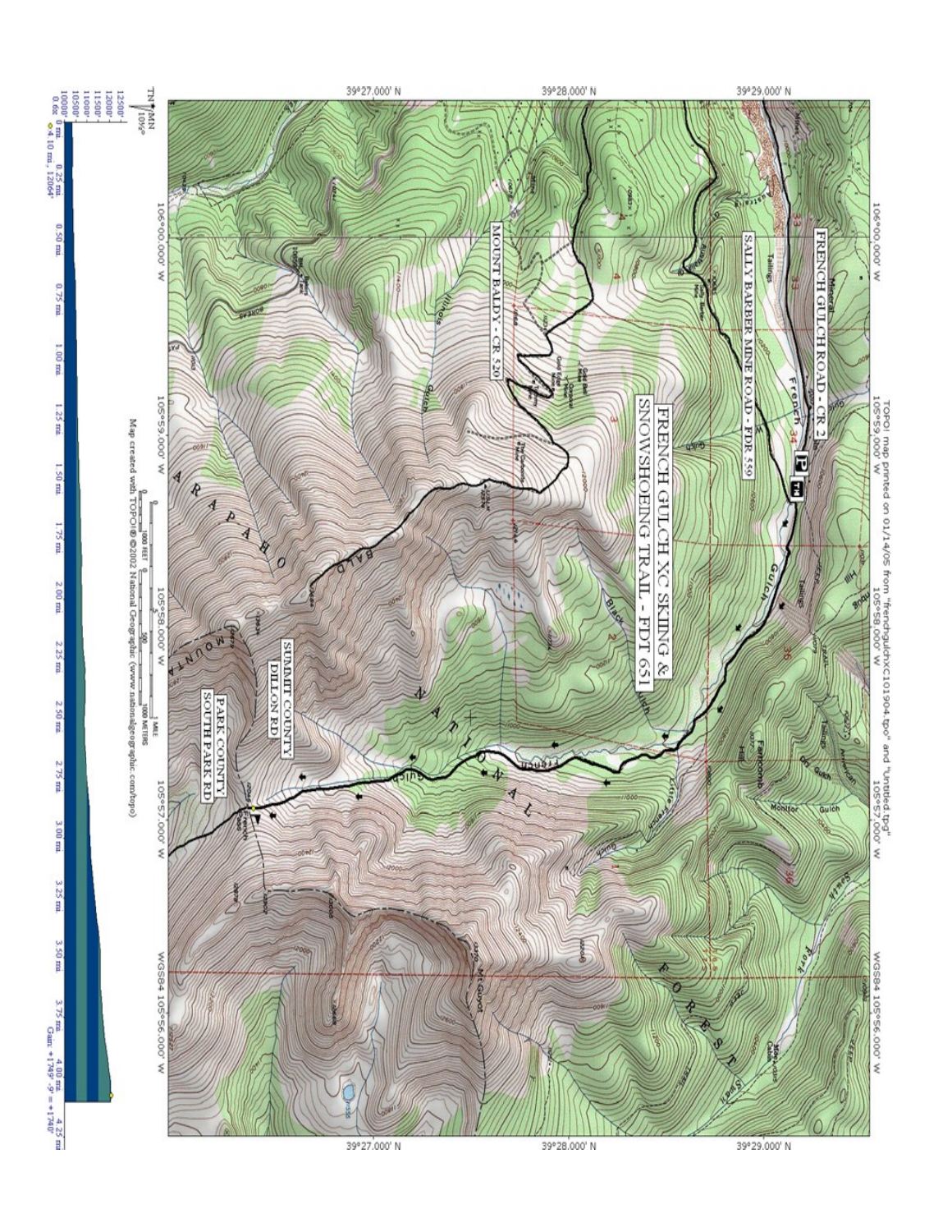TOPO! map printed on 01/14/05 from "frenchgulchXC101904.tpo" and "Untitled.tpo"

FRENCH GULCH ROAD - CR 2

SALLY BARBER MINE ROAD - FDR 559

FRENCH GULCH XC SKIING & SNOWSHOEING TRAIL - FDT 651

MOUNT BALDY - CR 520

SUMMIT COUNTY DILLON RD

PARK COUNTY SOUTH PARK RD

ARAPAHO NATIONAL FOREST

106°00.000' W

105°59.000' W

105°58.000' W

105°57.000' W

WGS84 105°56.000' W

39°27.000' N

39°28.000' N

39°29.000' N

TN MN 10½°

Map created with TOPO!® ©2002 National Geographic (www.nationalgeographic.com/topo)

0 1000 FEET 0 500 1000 METERS 1 MILE

12500'
12000'
11500'
11000'
10500'
10000'

0 mi 0.25 mi 0.50 mi 0.75 mi 1.00 mi 1.25 mi 1.50 mi 1.75 mi 2.00 mi 2.25 mi 2.50 mi 2.75 mi 3.00 mi 3.25 mi 3.50 mi 3.75 mi 4.00 mi 4.25 mi

0.6s ◦4.10 mi., 12064'

Gain: +1749' -9' = +1740'